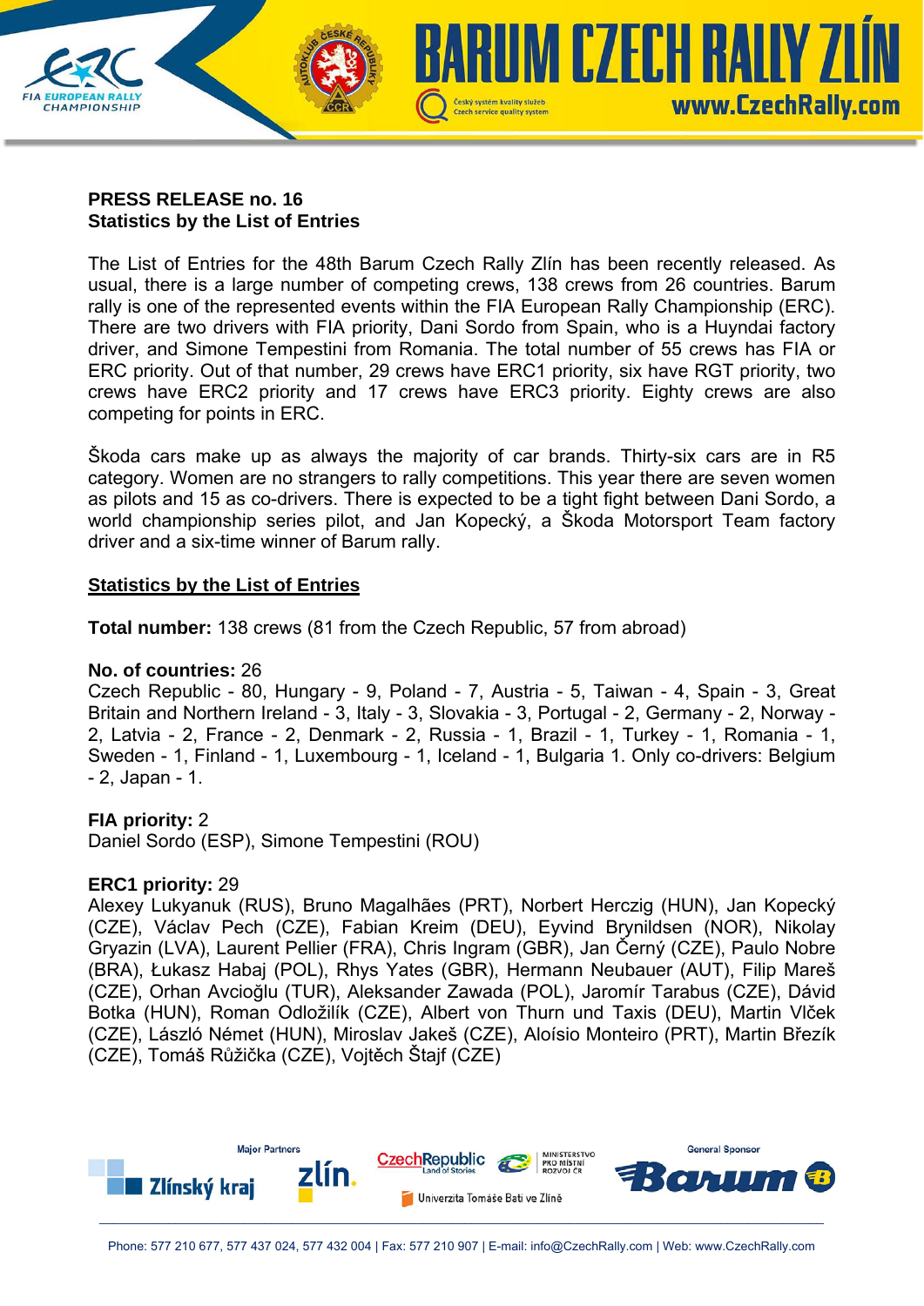**PRESS RELEASE no. 16**
**Statistics by the List of Entries**

The List of Entries for the 48th Barum Czech Rally Zlín has been recently released. As usual, there is a large number of competing crews, 138 crews from 26 countries. Barum rally is one of the represented events within the FIA European Rally Championship (ERC). There are two drivers with FIA priority, Dani Sordo from Spain, who is a Huyndai factory driver, and Simone Tempestini from Romania. The total number of 55 crews has FIA or ERC priority. Out of that number, 29 crews have ERC1 priority, six have RGT priority, two crews have ERC2 priority and 17 crews have ERC3 priority. Eighty crews are also competing for points in ERC.

Škoda cars make up as always the majority of car brands. Thirty-six cars are in R5 category. Women are no strangers to rally competitions. This year there are seven women as pilots and 15 as co-drivers. There is expected to be a tight fight between Dani Sordo, a world championship series pilot, and Jan Kopecký, a Škoda Motorsport Team factory driver and a six-time winner of Barum rally.

## Statistics by the List of Entries

**Total number:** 138 crews (81 from the Czech Republic, 57 from abroad)

**No. of countries:** 26
Czech Republic - 80, Hungary - 9, Poland - 7, Austria - 5, Taiwan - 4, Spain - 3, Great Britain and Northern Ireland - 3, Italy - 3, Slovakia - 3, Portugal - 2, Germany - 2, Norway - 2, Latvia - 2, France - 2, Denmark - 2, Russia - 1, Brazil - 1, Turkey - 1, Romania - 1, Sweden - 1, Finland - 1, Luxembourg - 1, Iceland - 1, Bulgaria 1. Only co-drivers: Belgium - 2, Japan - 1.

**FIA priority:** 2
Daniel Sordo (ESP), Simone Tempestini (ROU)

**ERC1 priority:** 29
Alexey Lukyanuk (RUS), Bruno Magalhães (PRT), Norbert Herczig (HUN), Jan Kopecký (CZE), Václav Pech (CZE), Fabian Kreim (DEU), Eyvind Brynildsen (NOR), Nikolay Gryazin (LVA), Laurent Pellier (FRA), Chris Ingram (GBR), Jan Černý (CZE), Paulo Nobre (BRA), Łukasz Habaj (POL), Rhys Yates (GBR), Hermann Neubauer (AUT), Filip Mareš (CZE), Orhan Avcioğlu (TUR), Aleksander Zawada (POL), Jaromír Tarabus (CZE), Dávid Botka (HUN), Roman Odložilík (CZE), Albert von Thurn und Taxis (DEU), Martin Vlček (CZE), László Német (HUN), Miroslav Jakeš (CZE), Aloísio Monteiro (PRT), Martin Březík (CZE), Tomáš Růžička (CZE), Vojtěch Štajf (CZE)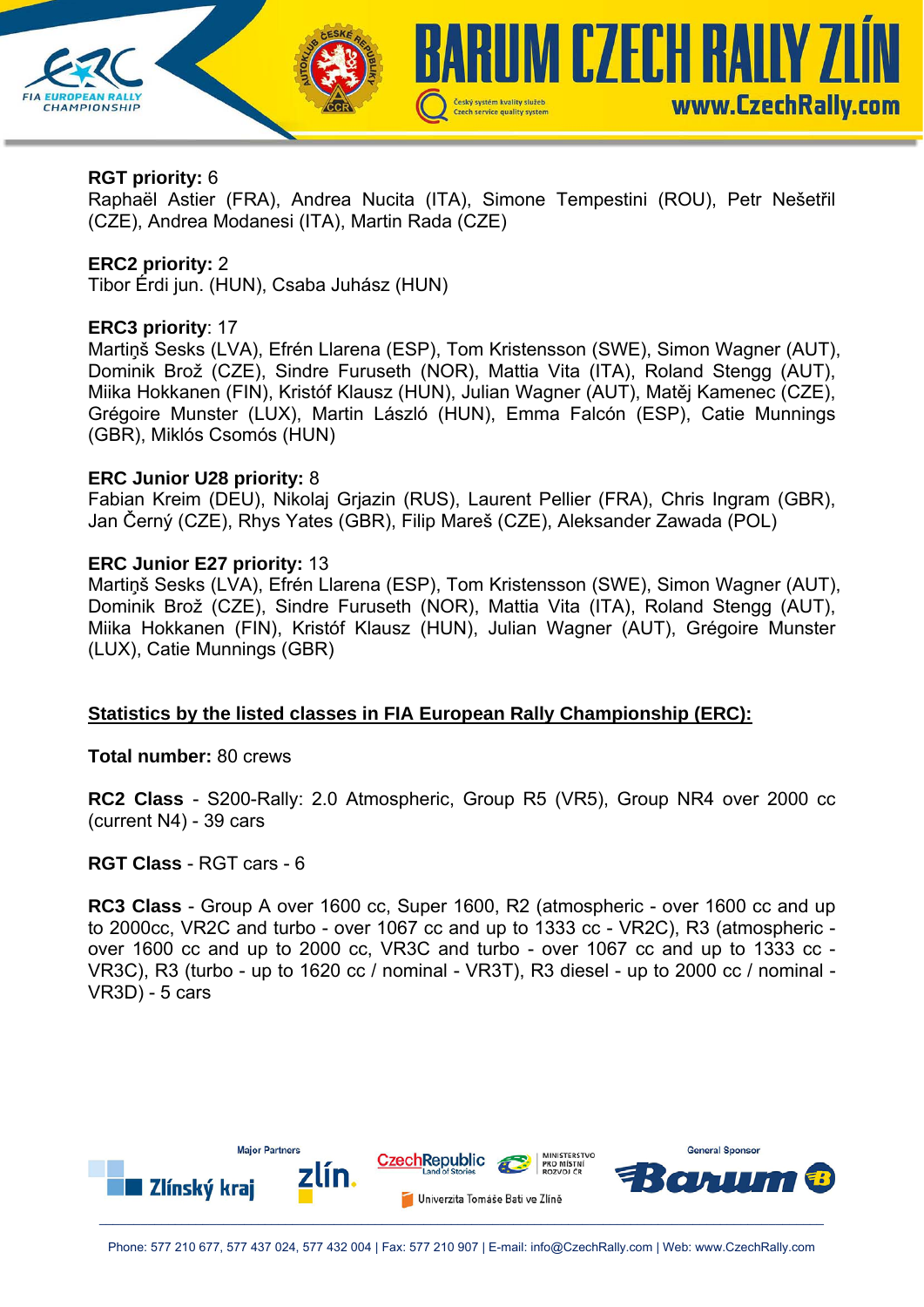**RGT priority:** 6
Raphaël Astier (FRA), Andrea Nucita (ITA), Simone Tempestini (ROU), Petr Nešetřil (CZE), Andrea Modanesi (ITA), Martin Rada (CZE)

**ERC2 priority:** 2
Tibor Érdi jun. (HUN), Csaba Juhász (HUN)

**ERC3 priority**: 17
Martiņš Sesks (LVA), Efrén Llarena (ESP), Tom Kristensson (SWE), Simon Wagner (AUT), Dominik Brož (CZE), Sindre Furuseth (NOR), Mattia Vita (ITA), Roland Stengg (AUT), Miika Hokkanen (FIN), Kristóf Klausz (HUN), Julian Wagner (AUT), Matěj Kamenec (CZE), Grégoire Munster (LUX), Martin László (HUN), Emma Falcón (ESP), Catie Munnings (GBR), Miklós Csomós (HUN)

**ERC Junior U28 priority:** 8
Fabian Kreim (DEU), Nikolaj Grjazin (RUS), Laurent Pellier (FRA), Chris Ingram (GBR), Jan Černý (CZE), Rhys Yates (GBR), Filip Mareš (CZE), Aleksander Zawada (POL)

**ERC Junior E27 priority:** 13
Martiņš Sesks (LVA), Efrén Llarena (ESP), Tom Kristensson (SWE), Simon Wagner (AUT), Dominik Brož (CZE), Sindre Furuseth (NOR), Mattia Vita (ITA), Roland Stengg (AUT), Miika Hokkanen (FIN), Kristóf Klausz (HUN), Julian Wagner (AUT), Grégoire Munster (LUX), Catie Munnings (GBR)

<u>**Statistics by the listed classes in FIA European Rally Championship (ERC):**</u>

**Total number:** 80 crews

**RC2 Class** - S200-Rally: 2.0 Atmospheric, Group R5 (VR5), Group NR4 over 2000 cc (current N4) - 39 cars

**RGT Class** - RGT cars - 6

**RC3 Class** - Group A over 1600 cc, Super 1600, R2 (atmospheric - over 1600 cc and up to 2000cc, VR2C and turbo - over 1067 cc and up to 1333 cc - VR2C), R3 (atmospheric - over 1600 cc and up to 2000 cc, VR3C and turbo - over 1067 cc and up to 1333 cc - VR3C), R3 (turbo - up to 1620 cc / nominal - VR3T), R3 diesel - up to 2000 cc / nominal - VR3D) - 5 cars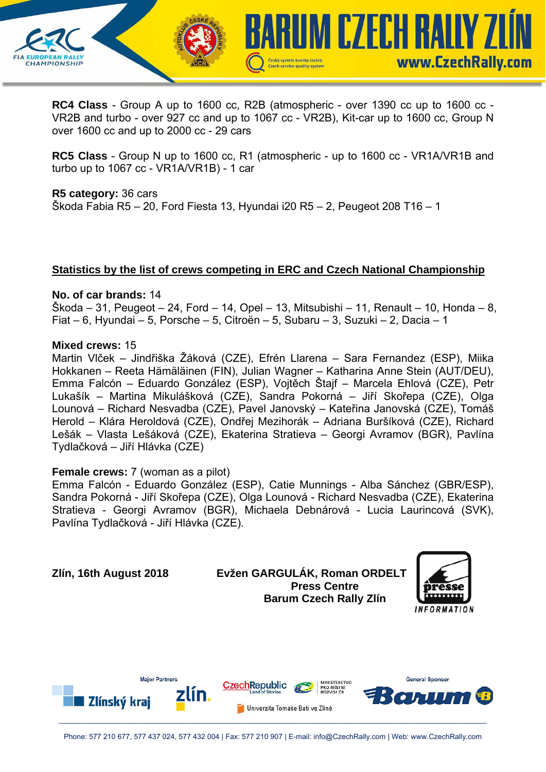**RC4 Class** - Group A up to 1600 cc, R2B (atmospheric - over 1390 cc up to 1600 cc - VR2B and turbo - over 927 cc and up to 1067 cc - VR2B), Kit-car up to 1600 cc, Group N over 1600 cc and up to 2000 cc - 29 cars

**RC5 Class** - Group N up to 1600 cc, R1 (atmospheric - up to 1600 cc - VR1A/VR1B and turbo up to 1067 cc - VR1A/VR1B) - 1 car

**R5 category:** 36 cars
Škoda Fabia R5 – 20, Ford Fiesta 13, Hyundai i20 R5 – 2, Peugeot 208 T16 – 1

## Statistics by the list of crews competing in ERC and Czech National Championship

**No. of car brands:** 14
Škoda – 31, Peugeot – 24, Ford – 14, Opel – 13, Mitsubishi – 11, Renault – 10, Honda – 8, Fiat – 6, Hyundai – 5, Porsche – 5, Citroën – 5, Subaru – 3, Suzuki – 2, Dacia – 1

**Mixed crews:** 15
Martin Vlček – Jindřiška Žáková (CZE), Efrén Llarena – Sara Fernandez (ESP), Miika Hokkanen – Reeta Hämäläinen (FIN), Julian Wagner – Katharina Anne Stein (AUT/DEU), Emma Falcón – Eduardo González (ESP), Vojtěch Štajf – Marcela Ehlová (CZE), Petr Lukašík – Martina Mikulášková (CZE), Sandra Pokorná – Jiří Skořepa (CZE), Olga Lounová – Richard Nesvadba (CZE), Pavel Janovský – Kateřina Janovská (CZE), Tomáš Herold – Klára Heroldová (CZE), Ondřej Mezihorák – Adriana Buršíková (CZE), Richard Lešák – Vlasta Lešáková (CZE), Ekaterina Stratieva – Georgi Avramov (BGR), Pavlína Tydlačková – Jiří Hlávka (CZE)

**Female crews:** 7 (woman as a pilot)
Emma Falcón - Eduardo González (ESP), Catie Munnings - Alba Sánchez (GBR/ESP), Sandra Pokorná - Jiří Skořepa (CZE), Olga Lounová - Richard Nesvadba (CZE), Ekaterina Stratieva - Georgi Avramov (BGR), Michaela Debnárová - Lucia Laurincová (SVK), Pavlína Tydlačková - Jiří Hlávka (CZE).

**Zlín, 16th August 2018**

**Evžen GARGULÁK, Roman ORDELT**
**Press Centre**
**Barum Czech Rally Zlín**